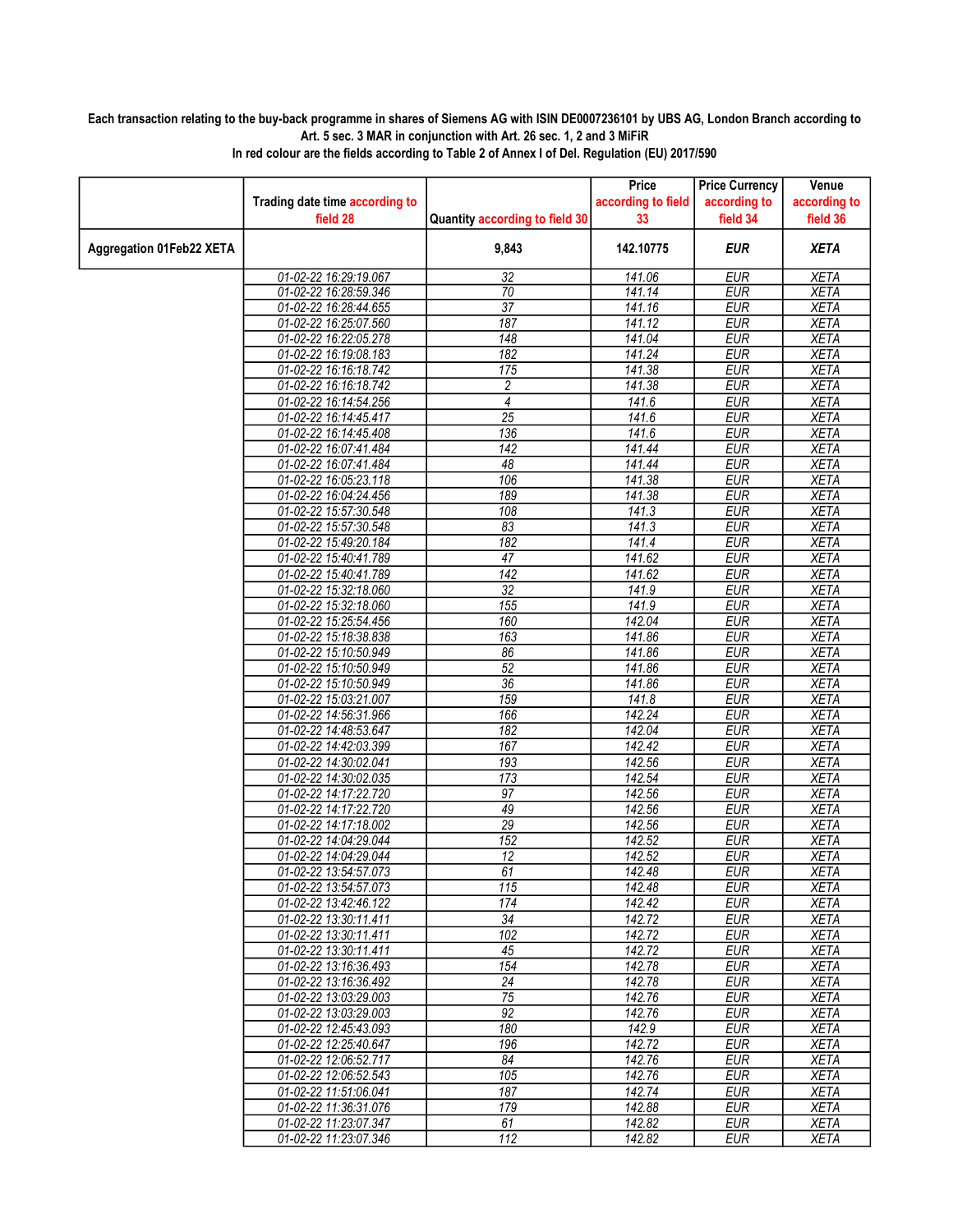**Each transaction relating to the buy-back programme in shares of Siemens AG with ISIN DE0007236101 by UBS AG, London Branch according to Art. 5 sec. 3 MAR in conjunction with Art. 26 sec. 1, 2 and 3 MiFiR**

**In red colour are the fields according to Table 2 of Annex I of Del. Regulation (EU) 2017/590**

| | Trading date time according to field 28 | Quantity according to field 30 | Price according to field 33 | Price Currency according to field 34 | Venue according to field 36 |
|---|---|---|---|---|---|
| **Aggregation 01Feb22 XETA** | | **9,843** | **142.10775** | **EUR** | **XETA** |
| | 01-02-22 16:29:19.067 | 32 | 141.06 | EUR | XETA |
| | 01-02-22 16:28:59.346 | 70 | 141.14 | EUR | XETA |
| | 01-02-22 16:28:44.655 | 37 | 141.16 | EUR | XETA |
| | 01-02-22 16:25:07.560 | 187 | 141.12 | EUR | XETA |
| | 01-02-22 16:22:05.278 | 148 | 141.04 | EUR | XETA |
| | 01-02-22 16:19:08.183 | 182 | 141.24 | EUR | XETA |
| | 01-02-22 16:16:18.742 | 175 | 141.38 | EUR | XETA |
| | 01-02-22 16:16:18.742 | 2 | 141.38 | EUR | XETA |
| | 01-02-22 16:14:54.256 | 4 | 141.6 | EUR | XETA |
| | 01-02-22 16:14:45.417 | 25 | 141.6 | EUR | XETA |
| | 01-02-22 16:14:45.408 | 136 | 141.6 | EUR | XETA |
| | 01-02-22 16:07:41.484 | 142 | 141.44 | EUR | XETA |
| | 01-02-22 16:07:41.484 | 48 | 141.44 | EUR | XETA |
| | 01-02-22 16:05:23.118 | 106 | 141.38 | EUR | XETA |
| | 01-02-22 16:04:24.456 | 189 | 141.38 | EUR | XETA |
| | 01-02-22 15:57:30.548 | 108 | 141.3 | EUR | XETA |
| | 01-02-22 15:57:30.548 | 83 | 141.3 | EUR | XETA |
| | 01-02-22 15:49:20.184 | 182 | 141.4 | EUR | XETA |
| | 01-02-22 15:40:41.789 | 47 | 141.62 | EUR | XETA |
| | 01-02-22 15:40:41.789 | 142 | 141.62 | EUR | XETA |
| | 01-02-22 15:32:18.060 | 32 | 141.9 | EUR | XETA |
| | 01-02-22 15:32:18.060 | 155 | 141.9 | EUR | XETA |
| | 01-02-22 15:25:54.456 | 160 | 142.04 | EUR | XETA |
| | 01-02-22 15:18:38.838 | 163 | 141.86 | EUR | XETA |
| | 01-02-22 15:10:50.949 | 86 | 141.86 | EUR | XETA |
| | 01-02-22 15:10:50.949 | 52 | 141.86 | EUR | XETA |
| | 01-02-22 15:10:50.949 | 36 | 141.86 | EUR | XETA |
| | 01-02-22 15:03:21.007 | 159 | 141.8 | EUR | XETA |
| | 01-02-22 14:56:31.966 | 166 | 142.24 | EUR | XETA |
| | 01-02-22 14:48:53.647 | 182 | 142.04 | EUR | XETA |
| | 01-02-22 14:42:03.399 | 167 | 142.42 | EUR | XETA |
| | 01-02-22 14:30:02.041 | 193 | 142.56 | EUR | XETA |
| | 01-02-22 14:30:02.035 | 173 | 142.54 | EUR | XETA |
| | 01-02-22 14:17:22.720 | 97 | 142.56 | EUR | XETA |
| | 01-02-22 14:17:22.720 | 49 | 142.56 | EUR | XETA |
| | 01-02-22 14:17:18.002 | 29 | 142.56 | EUR | XETA |
| | 01-02-22 14:04:29.044 | 152 | 142.52 | EUR | XETA |
| | 01-02-22 14:04:29.044 | 12 | 142.52 | EUR | XETA |
| | 01-02-22 13:54:57.073 | 61 | 142.48 | EUR | XETA |
| | 01-02-22 13:54:57.073 | 115 | 142.48 | EUR | XETA |
| | 01-02-22 13:42:46.122 | 174 | 142.42 | EUR | XETA |
| | 01-02-22 13:30:11.411 | 34 | 142.72 | EUR | XETA |
| | 01-02-22 13:30:11.411 | 102 | 142.72 | EUR | XETA |
| | 01-02-22 13:30:11.411 | 45 | 142.72 | EUR | XETA |
| | 01-02-22 13:16:36.493 | 154 | 142.78 | EUR | XETA |
| | 01-02-22 13:16:36.492 | 24 | 142.78 | EUR | XETA |
| | 01-02-22 13:03:29.003 | 75 | 142.76 | EUR | XETA |
| | 01-02-22 13:03:29.003 | 92 | 142.76 | EUR | XETA |
| | 01-02-22 12:45:43.093 | 180 | 142.9 | EUR | XETA |
| | 01-02-22 12:25:40.647 | 196 | 142.72 | EUR | XETA |
| | 01-02-22 12:06:52.717 | 84 | 142.76 | EUR | XETA |
| | 01-02-22 12:06:52.543 | 105 | 142.76 | EUR | XETA |
| | 01-02-22 11:51:06.041 | 187 | 142.74 | EUR | XETA |
| | 01-02-22 11:36:31.076 | 179 | 142.88 | EUR | XETA |
| | 01-02-22 11:23:07.347 | 61 | 142.82 | EUR | XETA |
| | 01-02-22 11:23:07.346 | 112 | 142.82 | EUR | XETA |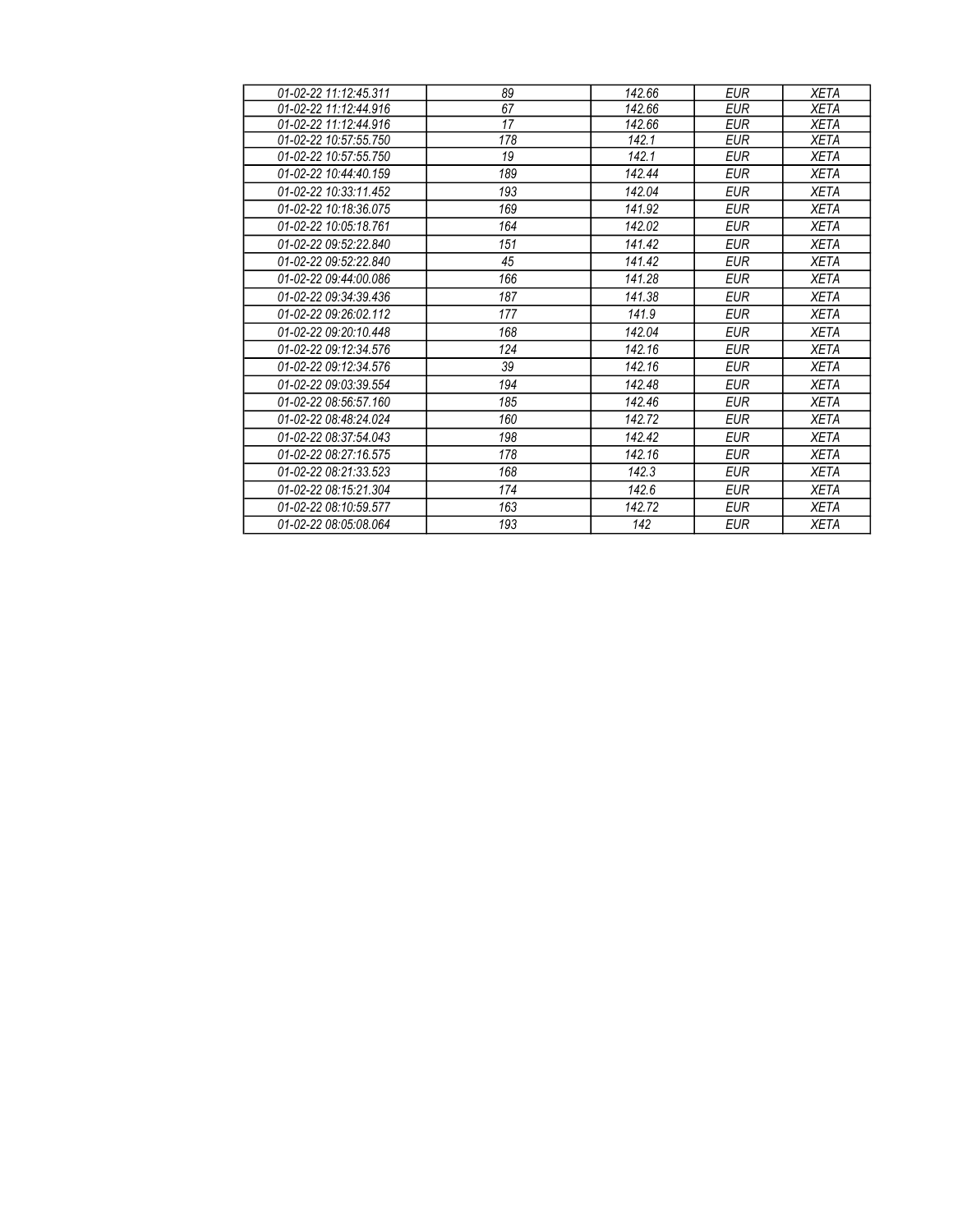| 01-02-22 11:12:45.311 | 89 | 142.66 | EUR | XETA |
|---|---|---|---|---|
| 01-02-22 11:12:44.916 | 67 | 142.66 | EUR | XETA |
| 01-02-22 11:12:44.916 | 17 | 142.66 | EUR | XETA |
| 01-02-22 10:57:55.750 | 178 | 142.1 | EUR | XETA |
| 01-02-22 10:57:55.750 | 19 | 142.1 | EUR | XETA |
| 01-02-22 10:44:40.159 | 189 | 142.44 | EUR | XETA |
| 01-02-22 10:33:11.452 | 193 | 142.04 | EUR | XETA |
| 01-02-22 10:18:36.075 | 169 | 141.92 | EUR | XETA |
| 01-02-22 10:05:18.761 | 164 | 142.02 | EUR | XETA |
| 01-02-22 09:52:22.840 | 151 | 141.42 | EUR | XETA |
| 01-02-22 09:52:22.840 | 45 | 141.42 | EUR | XETA |
| 01-02-22 09:44:00.086 | 166 | 141.28 | EUR | XETA |
| 01-02-22 09:34:39.436 | 187 | 141.38 | EUR | XETA |
| 01-02-22 09:26:02.112 | 177 | 141.9 | EUR | XETA |
| 01-02-22 09:20:10.448 | 168 | 142.04 | EUR | XETA |
| 01-02-22 09:12:34.576 | 124 | 142.16 | EUR | XETA |
| 01-02-22 09:12:34.576 | 39 | 142.16 | EUR | XETA |
| 01-02-22 09:03:39.554 | 194 | 142.48 | EUR | XETA |
| 01-02-22 08:56:57.160 | 185 | 142.46 | EUR | XETA |
| 01-02-22 08:48:24.024 | 160 | 142.72 | EUR | XETA |
| 01-02-22 08:37:54.043 | 198 | 142.42 | EUR | XETA |
| 01-02-22 08:27:16.575 | 178 | 142.16 | EUR | XETA |
| 01-02-22 08:21:33.523 | 168 | 142.3 | EUR | XETA |
| 01-02-22 08:15:21.304 | 174 | 142.6 | EUR | XETA |
| 01-02-22 08:10:59.577 | 163 | 142.72 | EUR | XETA |
| 01-02-22 08:05:08.064 | 193 | 142 | EUR | XETA |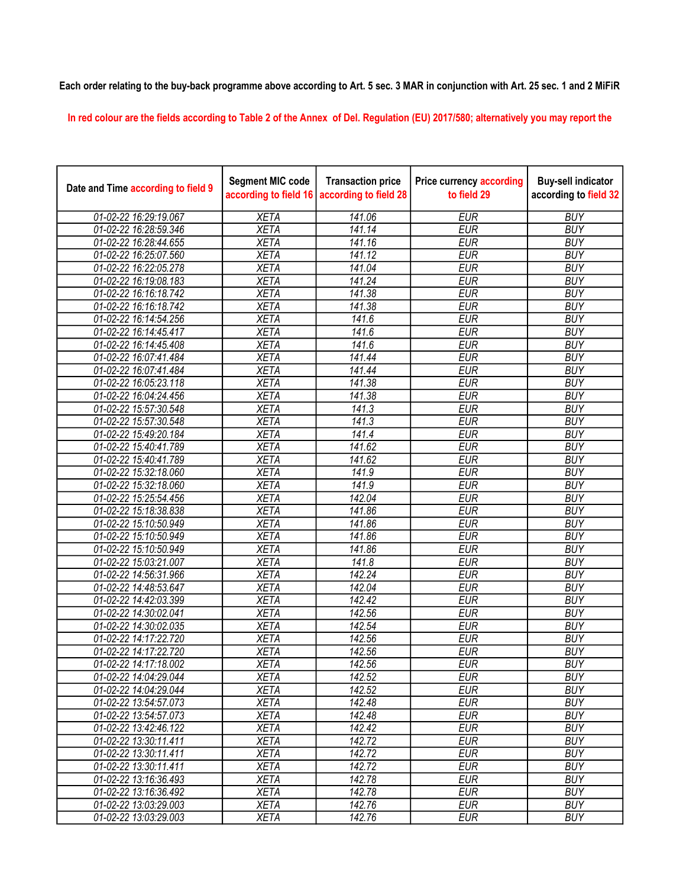**Each order relating to the buy-back programme above according to Art. 5 sec. 3 MAR in conjunction with Art. 25 sec. 1 and 2 MiFiR**

In red colour are the fields according to Table 2 of the Annex of Del. Regulation (EU) 2017/580; alternatively you may report the

| Date and Time according to field 9 | Segment MIC code according to field 16 | Transaction price according to field 28 | Price currency according to field 29 | Buy-sell indicator according to field 32 |
|---|---|---|---|---|
| 01-02-22 16:29:19.067 | XETA | 141.06 | EUR | BUY |
| 01-02-22 16:28:59.346 | XETA | 141.14 | EUR | BUY |
| 01-02-22 16:28:44.655 | XETA | 141.16 | EUR | BUY |
| 01-02-22 16:25:07.560 | XETA | 141.12 | EUR | BUY |
| 01-02-22 16:22:05.278 | XETA | 141.04 | EUR | BUY |
| 01-02-22 16:19:08.183 | XETA | 141.24 | EUR | BUY |
| 01-02-22 16:16:18.742 | XETA | 141.38 | EUR | BUY |
| 01-02-22 16:16:18.742 | XETA | 141.38 | EUR | BUY |
| 01-02-22 16:14:54.256 | XETA | 141.6 | EUR | BUY |
| 01-02-22 16:14:45.417 | XETA | 141.6 | EUR | BUY |
| 01-02-22 16:14:45.408 | XETA | 141.6 | EUR | BUY |
| 01-02-22 16:07:41.484 | XETA | 141.44 | EUR | BUY |
| 01-02-22 16:07:41.484 | XETA | 141.44 | EUR | BUY |
| 01-02-22 16:05:23.118 | XETA | 141.38 | EUR | BUY |
| 01-02-22 16:04:24.456 | XETA | 141.38 | EUR | BUY |
| 01-02-22 15:57:30.548 | XETA | 141.3 | EUR | BUY |
| 01-02-22 15:57:30.548 | XETA | 141.3 | EUR | BUY |
| 01-02-22 15:49:20.184 | XETA | 141.4 | EUR | BUY |
| 01-02-22 15:40:41.789 | XETA | 141.62 | EUR | BUY |
| 01-02-22 15:40:41.789 | XETA | 141.62 | EUR | BUY |
| 01-02-22 15:32:18.060 | XETA | 141.9 | EUR | BUY |
| 01-02-22 15:32:18.060 | XETA | 141.9 | EUR | BUY |
| 01-02-22 15:25:54.456 | XETA | 142.04 | EUR | BUY |
| 01-02-22 15:18:38.838 | XETA | 141.86 | EUR | BUY |
| 01-02-22 15:10:50.949 | XETA | 141.86 | EUR | BUY |
| 01-02-22 15:10:50.949 | XETA | 141.86 | EUR | BUY |
| 01-02-22 15:10:50.949 | XETA | 141.86 | EUR | BUY |
| 01-02-22 15:03:21.007 | XETA | 141.8 | EUR | BUY |
| 01-02-22 14:56:31.966 | XETA | 142.24 | EUR | BUY |
| 01-02-22 14:48:53.647 | XETA | 142.04 | EUR | BUY |
| 01-02-22 14:42:03.399 | XETA | 142.42 | EUR | BUY |
| 01-02-22 14:30:02.041 | XETA | 142.56 | EUR | BUY |
| 01-02-22 14:30:02.035 | XETA | 142.54 | EUR | BUY |
| 01-02-22 14:17:22.720 | XETA | 142.56 | EUR | BUY |
| 01-02-22 14:17:22.720 | XETA | 142.56 | EUR | BUY |
| 01-02-22 14:17:18.002 | XETA | 142.56 | EUR | BUY |
| 01-02-22 14:04:29.044 | XETA | 142.52 | EUR | BUY |
| 01-02-22 14:04:29.044 | XETA | 142.52 | EUR | BUY |
| 01-02-22 13:54:57.073 | XETA | 142.48 | EUR | BUY |
| 01-02-22 13:54:57.073 | XETA | 142.48 | EUR | BUY |
| 01-02-22 13:42:46.122 | XETA | 142.42 | EUR | BUY |
| 01-02-22 13:30:11.411 | XETA | 142.72 | EUR | BUY |
| 01-02-22 13:30:11.411 | XETA | 142.72 | EUR | BUY |
| 01-02-22 13:30:11.411 | XETA | 142.72 | EUR | BUY |
| 01-02-22 13:16:36.493 | XETA | 142.78 | EUR | BUY |
| 01-02-22 13:16:36.492 | XETA | 142.78 | EUR | BUY |
| 01-02-22 13:03:29.003 | XETA | 142.76 | EUR | BUY |
| 01-02-22 13:03:29.003 | XETA | 142.76 | EUR | BUY |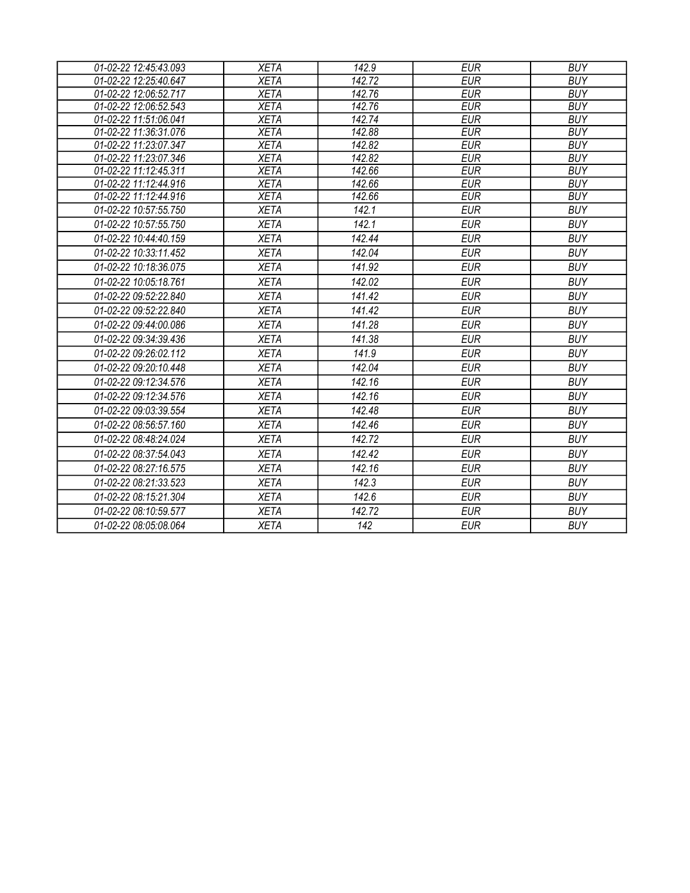| | | | | |
|---|---|---|---|---|
| *01-02-22 12:45:43.093* | *XETA* | *142.9* | *EUR* | *BUY* |
| *01-02-22 12:25:40.647* | *XETA* | *142.72* | *EUR* | *BUY* |
| *01-02-22 12:06:52.717* | *XETA* | *142.76* | *EUR* | *BUY* |
| *01-02-22 12:06:52.543* | *XETA* | *142.76* | *EUR* | *BUY* |
| *01-02-22 11:51:06.041* | *XETA* | *142.74* | *EUR* | *BUY* |
| *01-02-22 11:36:31.076* | *XETA* | *142.88* | *EUR* | *BUY* |
| *01-02-22 11:23:07.347* | *XETA* | *142.82* | *EUR* | *BUY* |
| *01-02-22 11:23:07.346* | *XETA* | *142.82* | *EUR* | *BUY* |
| *01-02-22 11:12:45.311* | *XETA* | *142.66* | *EUR* | *BUY* |
| *01-02-22 11:12:44.916* | *XETA* | *142.66* | *EUR* | *BUY* |
| *01-02-22 11:12:44.916* | *XETA* | *142.66* | *EUR* | *BUY* |
| *01-02-22 10:57:55.750* | *XETA* | *142.1* | *EUR* | *BUY* |
| *01-02-22 10:57:55.750* | *XETA* | *142.1* | *EUR* | *BUY* |
| *01-02-22 10:44:40.159* | *XETA* | *142.44* | *EUR* | *BUY* |
| *01-02-22 10:33:11.452* | *XETA* | *142.04* | *EUR* | *BUY* |
| *01-02-22 10:18:36.075* | *XETA* | *141.92* | *EUR* | *BUY* |
| *01-02-22 10:05:18.761* | *XETA* | *142.02* | *EUR* | *BUY* |
| *01-02-22 09:52:22.840* | *XETA* | *141.42* | *EUR* | *BUY* |
| *01-02-22 09:52:22.840* | *XETA* | *141.42* | *EUR* | *BUY* |
| *01-02-22 09:44:00.086* | *XETA* | *141.28* | *EUR* | *BUY* |
| *01-02-22 09:34:39.436* | *XETA* | *141.38* | *EUR* | *BUY* |
| *01-02-22 09:26:02.112* | *XETA* | *141.9* | *EUR* | *BUY* |
| *01-02-22 09:20:10.448* | *XETA* | *142.04* | *EUR* | *BUY* |
| *01-02-22 09:12:34.576* | *XETA* | *142.16* | *EUR* | *BUY* |
| *01-02-22 09:12:34.576* | *XETA* | *142.16* | *EUR* | *BUY* |
| *01-02-22 09:03:39.554* | *XETA* | *142.48* | *EUR* | *BUY* |
| *01-02-22 08:56:57.160* | *XETA* | *142.46* | *EUR* | *BUY* |
| *01-02-22 08:48:24.024* | *XETA* | *142.72* | *EUR* | *BUY* |
| *01-02-22 08:37:54.043* | *XETA* | *142.42* | *EUR* | *BUY* |
| *01-02-22 08:27:16.575* | *XETA* | *142.16* | *EUR* | *BUY* |
| *01-02-22 08:21:33.523* | *XETA* | *142.3* | *EUR* | *BUY* |
| *01-02-22 08:15:21.304* | *XETA* | *142.6* | *EUR* | *BUY* |
| *01-02-22 08:10:59.577* | *XETA* | *142.72* | *EUR* | *BUY* |
| *01-02-22 08:05:08.064* | *XETA* | *142* | *EUR* | *BUY* |